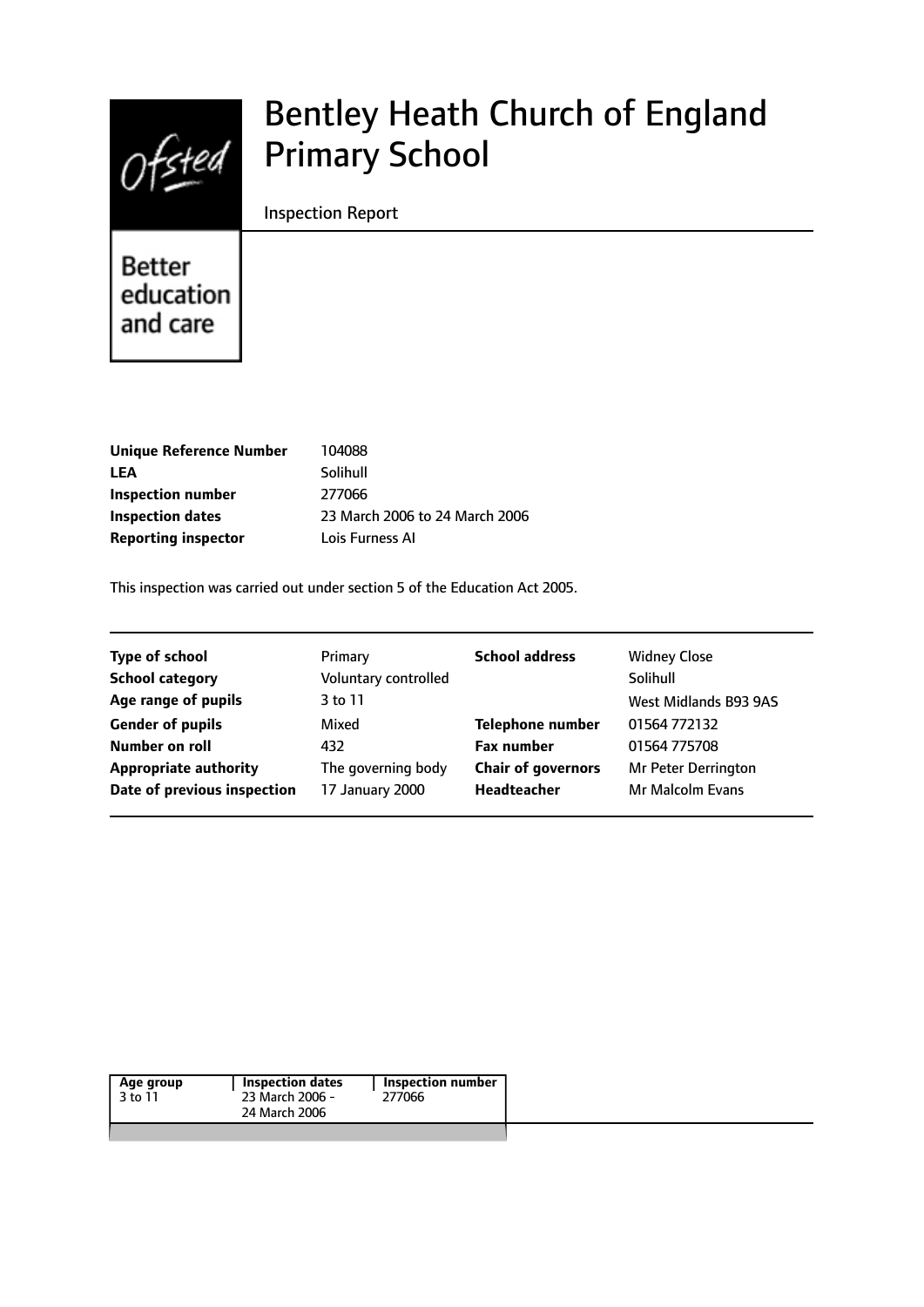# Bentley Heath Church of England Primary School

Inspection Report

Better education and care

| | |
|---|---|
| **Unique Reference Number** | 104088 |
| **LEA** | Solihull |
| **Inspection number** | 277066 |
| **Inspection dates** | 23 March 2006 to 24 March 2006 |
| **Reporting inspector** | Lois Furness AI |

This inspection was carried out under section 5 of the Education Act 2005.

| | | | |
|---|---|---|---|
| **Type of school** | Primary | **School address** | Widney Close |
| **School category** | Voluntary controlled | | Solihull |
| **Age range of pupils** | 3 to 11 | | West Midlands B93 9AS |
| **Gender of pupils** | Mixed | **Telephone number** | 01564 772132 |
| **Number on roll** | 432 | **Fax number** | 01564 775708 |
| **Appropriate authority** | The governing body | **Chair of governors** | Mr Peter Derrington |
| **Date of previous inspection** | 17 January 2000 | **Headteacher** | Mr Malcolm Evans |

| Age group | Inspection dates | Inspection number |
|---|---|---|
| 3 to 11 | 23 March 2006 - 24 March 2006 | 277066 |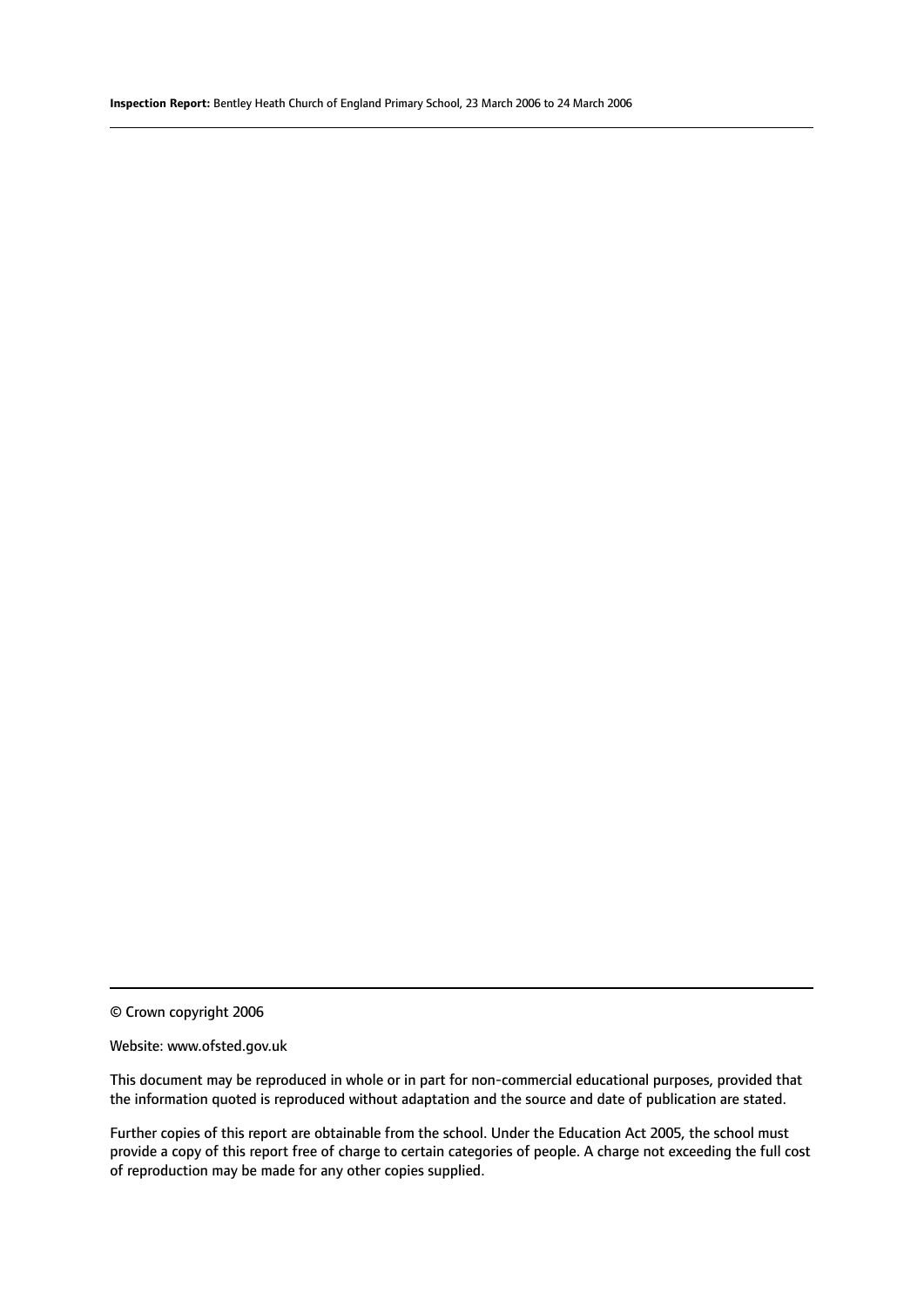© Crown copyright 2006

Website: www.ofsted.gov.uk

This document may be reproduced in whole or in part for non-commercial educational purposes, provided that the information quoted is reproduced without adaptation and the source and date of publication are stated.

Further copies of this report are obtainable from the school. Under the Education Act 2005, the school must provide a copy of this report free of charge to certain categories of people. A charge not exceeding the full cost of reproduction may be made for any other copies supplied.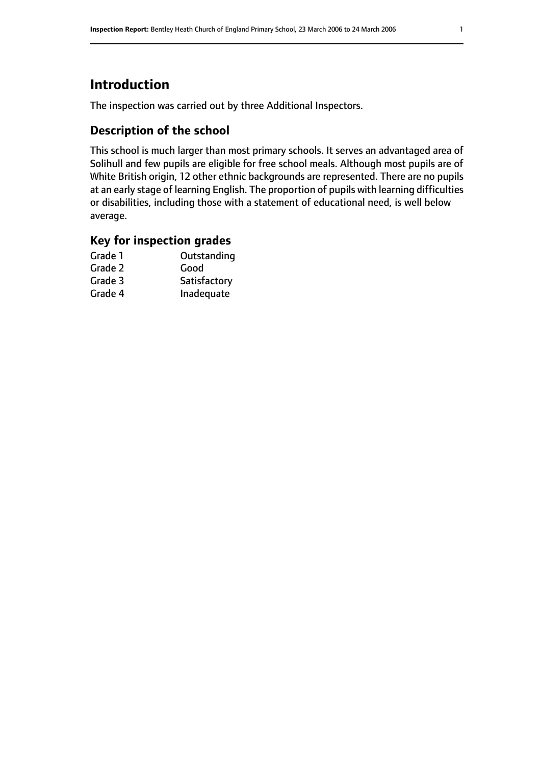# Introduction

The inspection was carried out by three Additional Inspectors.

## Description of the school

This school is much larger than most primary schools. It serves an advantaged area of Solihull and few pupils are eligible for free school meals. Although most pupils are of White British origin, 12 other ethnic backgrounds are represented. There are no pupils at an early stage of learning English. The proportion of pupils with learning difficulties or disabilities, including those with a statement of educational need, is well below average.

## Key for inspection grades

| | |
|---|---|
| Grade 1 | Outstanding |
| Grade 2 | Good |
| Grade 3 | Satisfactory |
| Grade 4 | Inadequate |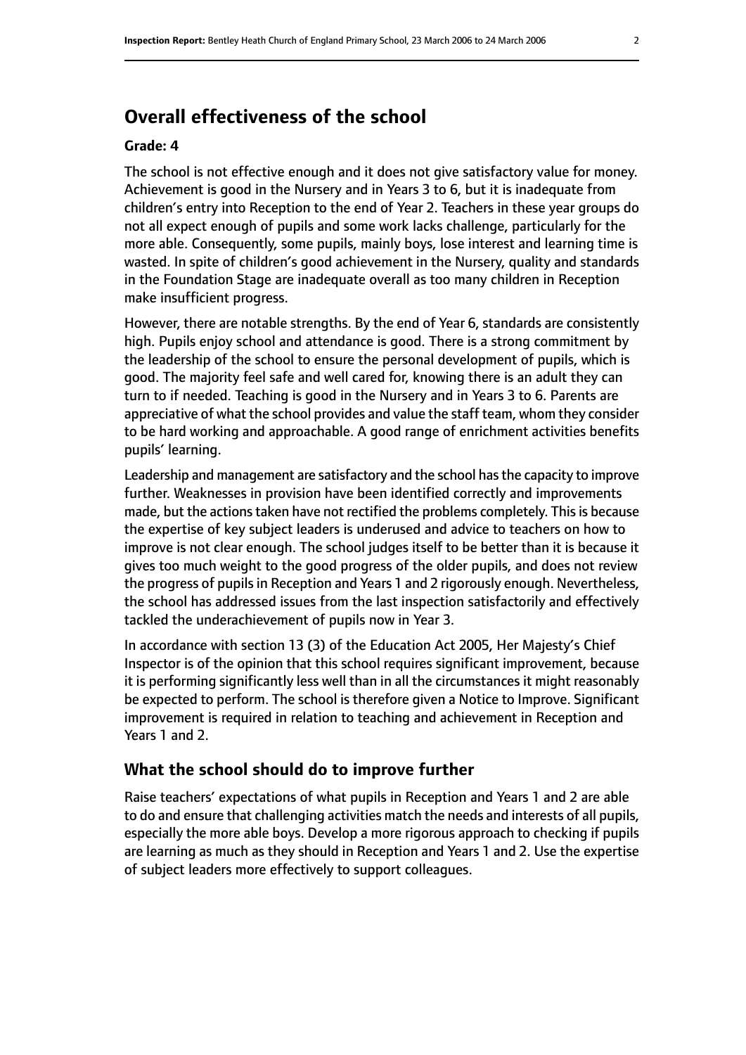## Overall effectiveness of the school

**Grade: 4**

The school is not effective enough and it does not give satisfactory value for money. Achievement is good in the Nursery and in Years 3 to 6, but it is inadequate from children's entry into Reception to the end of Year 2. Teachers in these year groups do not all expect enough of pupils and some work lacks challenge, particularly for the more able. Consequently, some pupils, mainly boys, lose interest and learning time is wasted. In spite of children's good achievement in the Nursery, quality and standards in the Foundation Stage are inadequate overall as too many children in Reception make insufficient progress.

However, there are notable strengths. By the end of Year 6, standards are consistently high. Pupils enjoy school and attendance is good. There is a strong commitment by the leadership of the school to ensure the personal development of pupils, which is good. The majority feel safe and well cared for, knowing there is an adult they can turn to if needed. Teaching is good in the Nursery and in Years 3 to 6. Parents are appreciative of what the school provides and value the staff team, whom they consider to be hard working and approachable. A good range of enrichment activities benefits pupils' learning.

Leadership and management are satisfactory and the school has the capacity to improve further. Weaknesses in provision have been identified correctly and improvements made, but the actions taken have not rectified the problems completely. This is because the expertise of key subject leaders is underused and advice to teachers on how to improve is not clear enough. The school judges itself to be better than it is because it gives too much weight to the good progress of the older pupils, and does not review the progress of pupils in Reception and Years 1 and 2 rigorously enough. Nevertheless, the school has addressed issues from the last inspection satisfactorily and effectively tackled the underachievement of pupils now in Year 3.

In accordance with section 13 (3) of the Education Act 2005, Her Majesty's Chief Inspector is of the opinion that this school requires significant improvement, because it is performing significantly less well than in all the circumstances it might reasonably be expected to perform. The school is therefore given a Notice to Improve. Significant improvement is required in relation to teaching and achievement in Reception and Years 1 and 2.

### What the school should do to improve further

Raise teachers' expectations of what pupils in Reception and Years 1 and 2 are able to do and ensure that challenging activities match the needs and interests of all pupils, especially the more able boys. Develop a more rigorous approach to checking if pupils are learning as much as they should in Reception and Years 1 and 2. Use the expertise of subject leaders more effectively to support colleagues.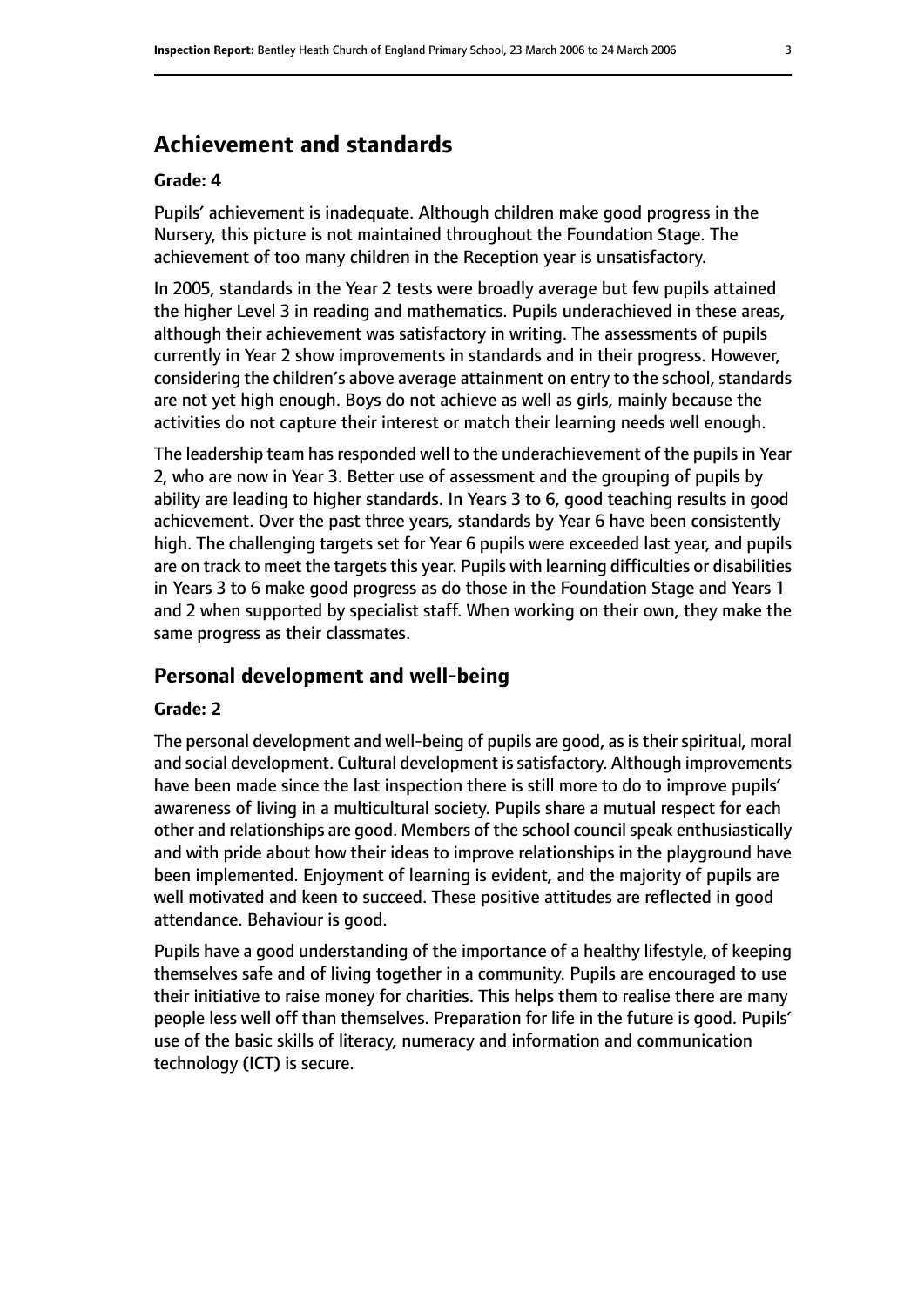## Achievement and standards

### Grade: 4

Pupils' achievement is inadequate. Although children make good progress in the Nursery, this picture is not maintained throughout the Foundation Stage. The achievement of too many children in the Reception year is unsatisfactory.

In 2005, standards in the Year 2 tests were broadly average but few pupils attained the higher Level 3 in reading and mathematics. Pupils underachieved in these areas, although their achievement was satisfactory in writing. The assessments of pupils currently in Year 2 show improvements in standards and in their progress. However, considering the children's above average attainment on entry to the school, standards are not yet high enough. Boys do not achieve as well as girls, mainly because the activities do not capture their interest or match their learning needs well enough.

The leadership team has responded well to the underachievement of the pupils in Year 2, who are now in Year 3. Better use of assessment and the grouping of pupils by ability are leading to higher standards. In Years 3 to 6, good teaching results in good achievement. Over the past three years, standards by Year 6 have been consistently high. The challenging targets set for Year 6 pupils were exceeded last year, and pupils are on track to meet the targets this year. Pupils with learning difficulties or disabilities in Years 3 to 6 make good progress as do those in the Foundation Stage and Years 1 and 2 when supported by specialist staff. When working on their own, they make the same progress as their classmates.

## Personal development and well-being

### Grade: 2

The personal development and well-being of pupils are good, as is their spiritual, moral and social development. Cultural development is satisfactory. Although improvements have been made since the last inspection there is still more to do to improve pupils' awareness of living in a multicultural society. Pupils share a mutual respect for each other and relationships are good. Members of the school council speak enthusiastically and with pride about how their ideas to improve relationships in the playground have been implemented. Enjoyment of learning is evident, and the majority of pupils are well motivated and keen to succeed. These positive attitudes are reflected in good attendance. Behaviour is good.

Pupils have a good understanding of the importance of a healthy lifestyle, of keeping themselves safe and of living together in a community. Pupils are encouraged to use their initiative to raise money for charities. This helps them to realise there are many people less well off than themselves. Preparation for life in the future is good. Pupils' use of the basic skills of literacy, numeracy and information and communication technology (ICT) is secure.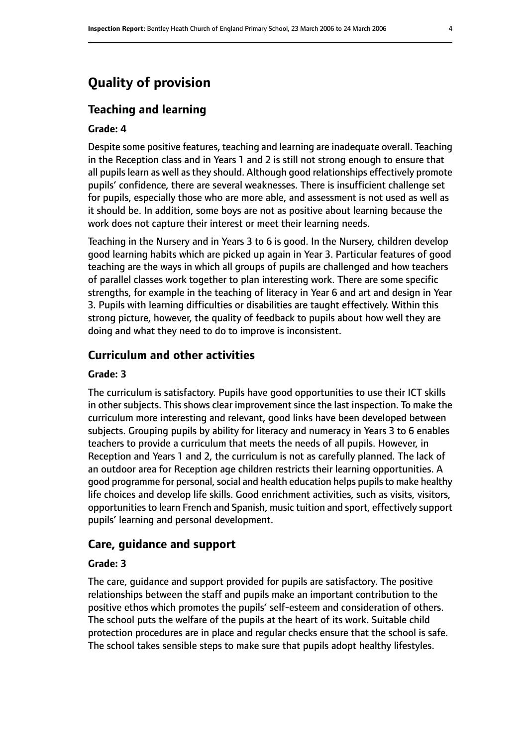# Quality of provision

## Teaching and learning

**Grade: 4**

Despite some positive features, teaching and learning are inadequate overall. Teaching in the Reception class and in Years 1 and 2 is still not strong enough to ensure that all pupils learn as well as they should. Although good relationships effectively promote pupils' confidence, there are several weaknesses. There is insufficient challenge set for pupils, especially those who are more able, and assessment is not used as well as it should be. In addition, some boys are not as positive about learning because the work does not capture their interest or meet their learning needs.

Teaching in the Nursery and in Years 3 to 6 is good. In the Nursery, children develop good learning habits which are picked up again in Year 3. Particular features of good teaching are the ways in which all groups of pupils are challenged and how teachers of parallel classes work together to plan interesting work. There are some specific strengths, for example in the teaching of literacy in Year 6 and art and design in Year 3. Pupils with learning difficulties or disabilities are taught effectively. Within this strong picture, however, the quality of feedback to pupils about how well they are doing and what they need to do to improve is inconsistent.

## Curriculum and other activities

**Grade: 3**

The curriculum is satisfactory. Pupils have good opportunities to use their ICT skills in other subjects. This shows clear improvement since the last inspection. To make the curriculum more interesting and relevant, good links have been developed between subjects. Grouping pupils by ability for literacy and numeracy in Years 3 to 6 enables teachers to provide a curriculum that meets the needs of all pupils. However, in Reception and Years 1 and 2, the curriculum is not as carefully planned. The lack of an outdoor area for Reception age children restricts their learning opportunities. A good programme for personal, social and health education helps pupils to make healthy life choices and develop life skills. Good enrichment activities, such as visits, visitors, opportunities to learn French and Spanish, music tuition and sport, effectively support pupils' learning and personal development.

## Care, guidance and support

**Grade: 3**

The care, guidance and support provided for pupils are satisfactory. The positive relationships between the staff and pupils make an important contribution to the positive ethos which promotes the pupils' self-esteem and consideration of others. The school puts the welfare of the pupils at the heart of its work. Suitable child protection procedures are in place and regular checks ensure that the school is safe. The school takes sensible steps to make sure that pupils adopt healthy lifestyles.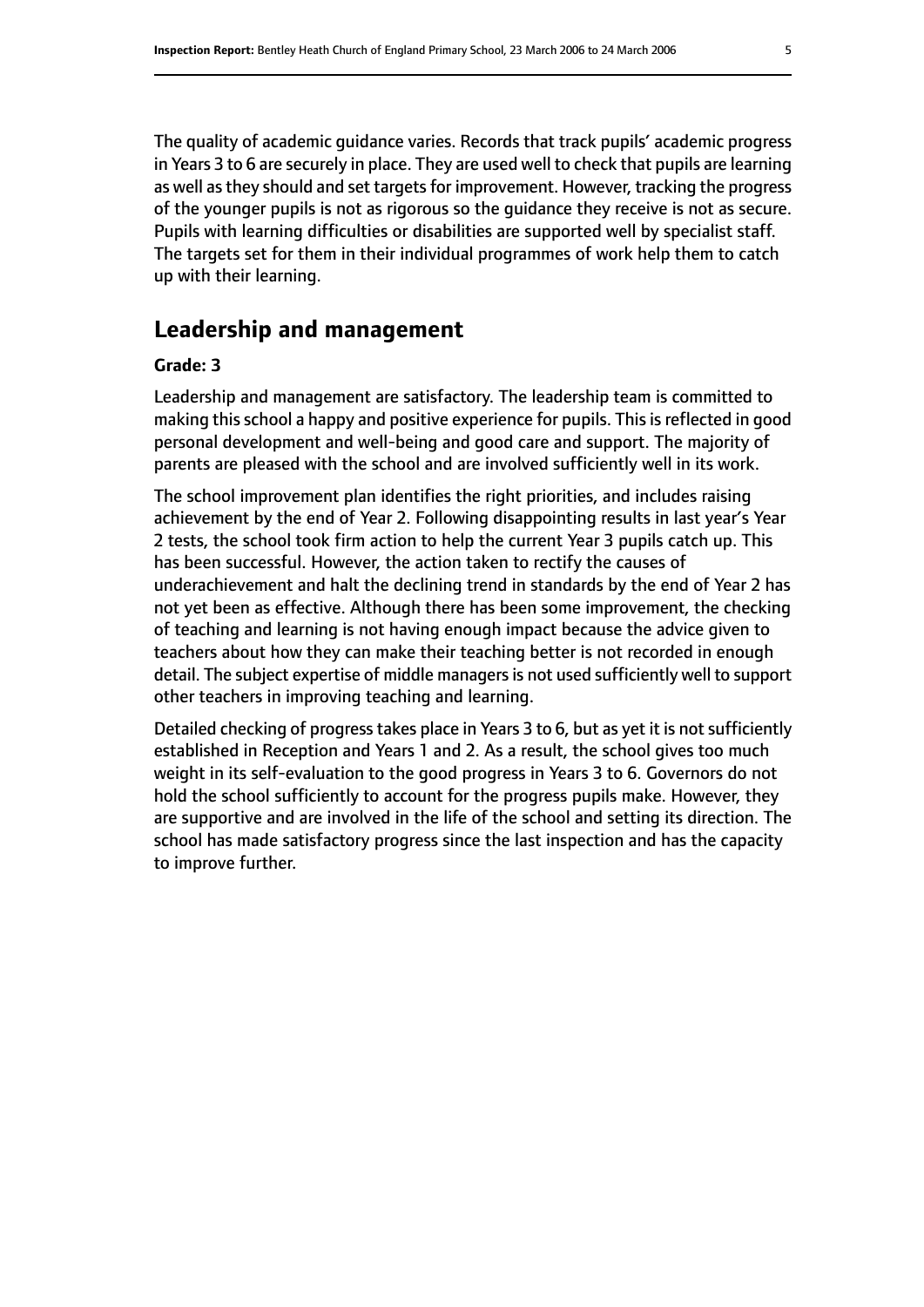The quality of academic guidance varies. Records that track pupils' academic progress in Years 3 to 6 are securely in place. They are used well to check that pupils are learning as well as they should and set targets for improvement. However, tracking the progress of the younger pupils is not as rigorous so the guidance they receive is not as secure. Pupils with learning difficulties or disabilities are supported well by specialist staff. The targets set for them in their individual programmes of work help them to catch up with their learning.

## Leadership and management

**Grade: 3**

Leadership and management are satisfactory. The leadership team is committed to making this school a happy and positive experience for pupils. This is reflected in good personal development and well-being and good care and support. The majority of parents are pleased with the school and are involved sufficiently well in its work.

The school improvement plan identifies the right priorities, and includes raising achievement by the end of Year 2. Following disappointing results in last year's Year 2 tests, the school took firm action to help the current Year 3 pupils catch up. This has been successful. However, the action taken to rectify the causes of underachievement and halt the declining trend in standards by the end of Year 2 has not yet been as effective. Although there has been some improvement, the checking of teaching and learning is not having enough impact because the advice given to teachers about how they can make their teaching better is not recorded in enough detail. The subject expertise of middle managers is not used sufficiently well to support other teachers in improving teaching and learning.

Detailed checking of progress takes place in Years 3 to 6, but as yet it is not sufficiently established in Reception and Years 1 and 2. As a result, the school gives too much weight in its self-evaluation to the good progress in Years 3 to 6. Governors do not hold the school sufficiently to account for the progress pupils make. However, they are supportive and are involved in the life of the school and setting its direction. The school has made satisfactory progress since the last inspection and has the capacity to improve further.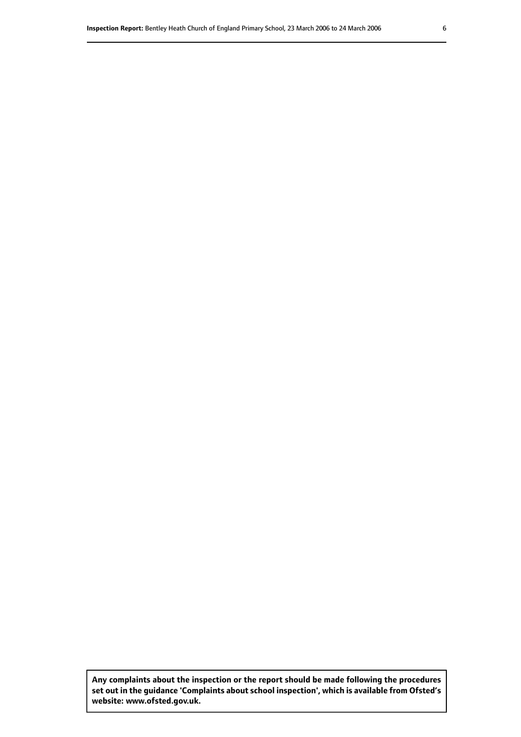**Any complaints about the inspection or the report should be made following the procedures set out in the guidance 'Complaints about school inspection', which is available from Ofsted's website: www.ofsted.gov.uk.**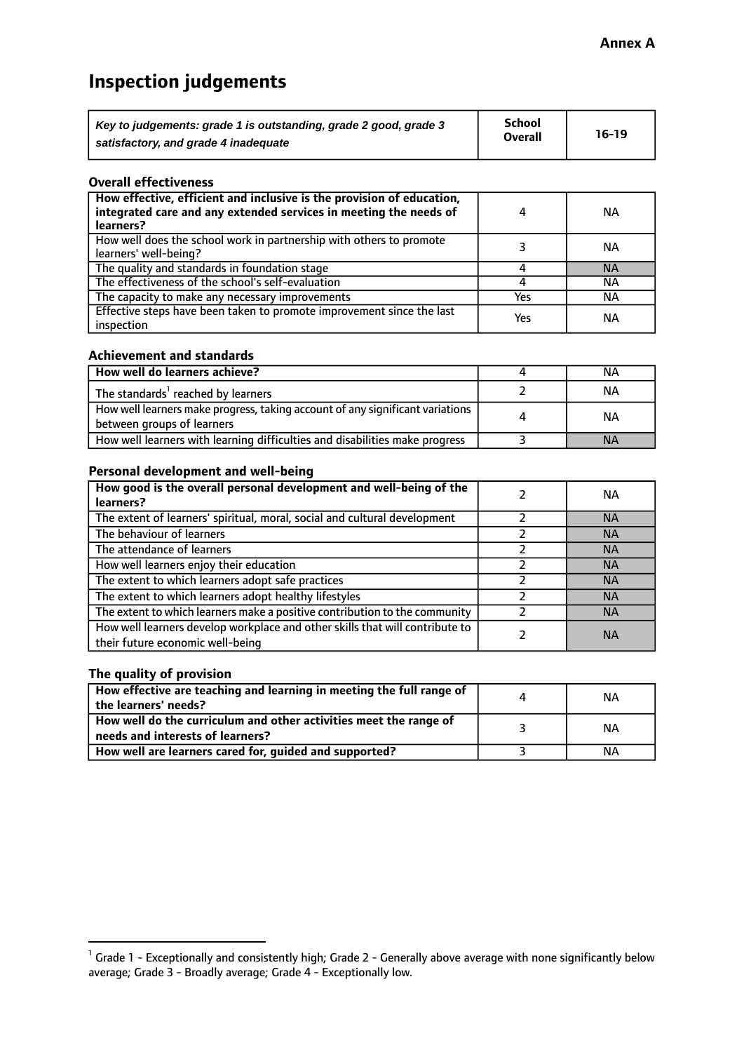**Annex A**

# Inspection judgements

| *Key to judgements: grade 1 is outstanding, grade 2 good, grade 3 satisfactory, and grade 4 inadequate* | School Overall | 16-19 |
|---|---|---|

### Overall effectiveness

| | | |
|---|---|---|
| **How effective, efficient and inclusive is the provision of education, integrated care and any extended services in meeting the needs of learners?** | 4 | NA |
| How well does the school work in partnership with others to promote learners' well-being? | 3 | NA |
| The quality and standards in foundation stage | 4 | NA |
| The effectiveness of the school's self-evaluation | 4 | NA |
| The capacity to make any necessary improvements | Yes | NA |
| Effective steps have been taken to promote improvement since the last inspection | Yes | NA |

### Achievement and standards

| | | |
|---|---|---|
| **How well do learners achieve?** | 4 | NA |
| The standards[1] reached by learners | 2 | NA |
| How well learners make progress, taking account of any significant variations between groups of learners | 4 | NA |
| How well learners with learning difficulties and disabilities make progress | 3 | NA |

### Personal development and well-being

| | | |
|---|---|---|
| **How good is the overall personal development and well-being of the learners?** | 2 | NA |
| The extent of learners' spiritual, moral, social and cultural development | 2 | NA |
| The behaviour of learners | 2 | NA |
| The attendance of learners | 2 | NA |
| How well learners enjoy their education | 2 | NA |
| The extent to which learners adopt safe practices | 2 | NA |
| The extent to which learners adopt healthy lifestyles | 2 | NA |
| The extent to which learners make a positive contribution to the community | 2 | NA |
| How well learners develop workplace and other skills that will contribute to their future economic well-being | 2 | NA |

### The quality of provision

| | | |
|---|---|---|
| **How effective are teaching and learning in meeting the full range of the learners' needs?** | 4 | NA |
| **How well do the curriculum and other activities meet the range of needs and interests of learners?** | 3 | NA |
| **How well are learners cared for, guided and supported?** | 3 | NA |

[1] Grade 1 - Exceptionally and consistently high; Grade 2 - Generally above average with none significantly below average; Grade 3 - Broadly average; Grade 4 - Exceptionally low.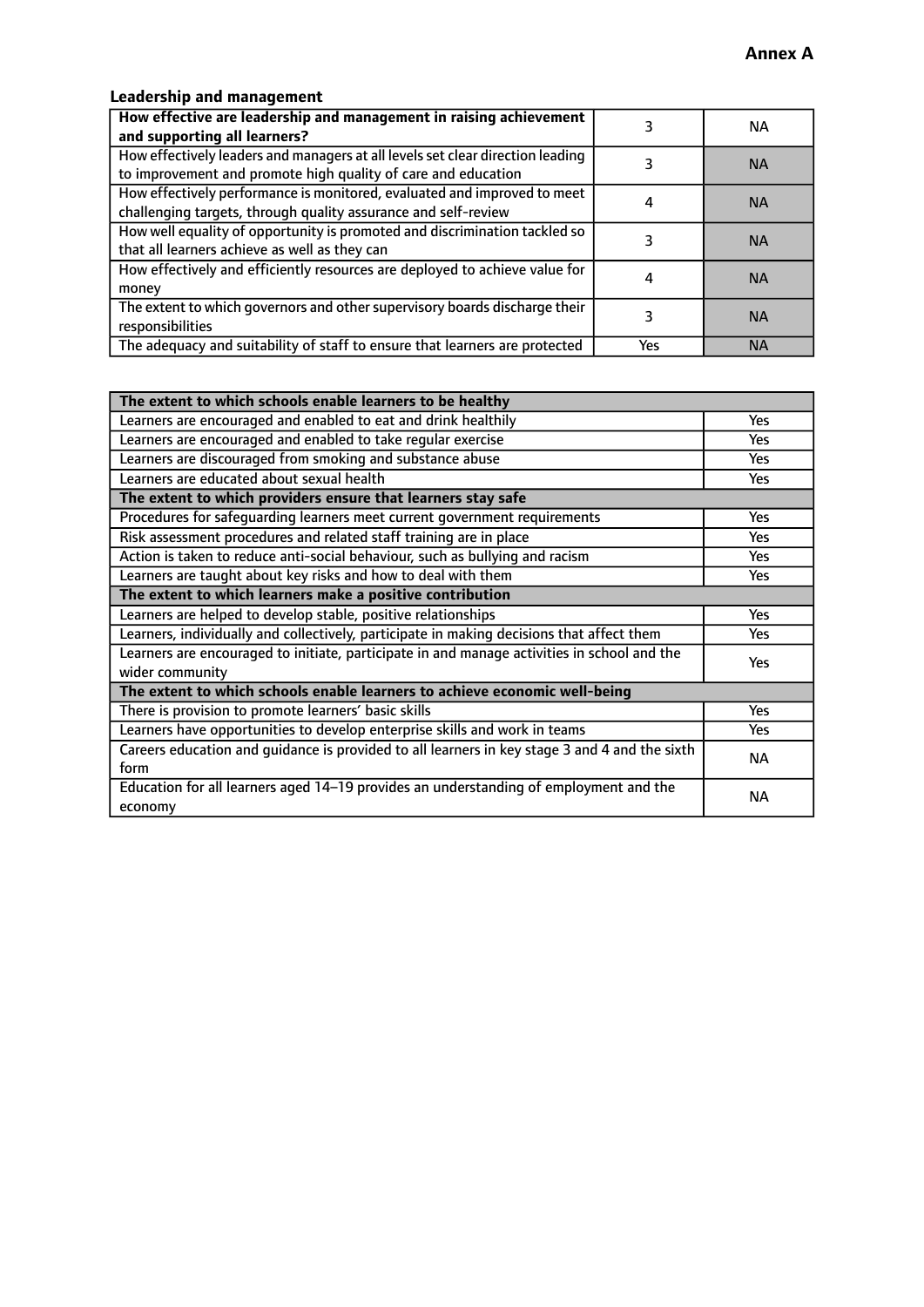**Annex A**

### Leadership and management

| **How effective are leadership and management in raising achievement and supporting all learners?** | 3 | NA |
|---|---|---|
| How effectively leaders and managers at all levels set clear direction leading to improvement and promote high quality of care and education | 3 | NA |
| How effectively performance is monitored, evaluated and improved to meet challenging targets, through quality assurance and self-review | 4 | NA |
| How well equality of opportunity is promoted and discrimination tackled so that all learners achieve as well as they can | 3 | NA |
| How effectively and efficiently resources are deployed to achieve value for money | 4 | NA |
| The extent to which governors and other supervisory boards discharge their responsibilities | 3 | NA |
| The adequacy and suitability of staff to ensure that learners are protected | Yes | NA |

| **The extent to which schools enable learners to be healthy** | |
|---|---|
| Learners are encouraged and enabled to eat and drink healthily | Yes |
| Learners are encouraged and enabled to take regular exercise | Yes |
| Learners are discouraged from smoking and substance abuse | Yes |
| Learners are educated about sexual health | Yes |
| **The extent to which providers ensure that learners stay safe** | |
| Procedures for safeguarding learners meet current government requirements | Yes |
| Risk assessment procedures and related staff training are in place | Yes |
| Action is taken to reduce anti-social behaviour, such as bullying and racism | Yes |
| Learners are taught about key risks and how to deal with them | Yes |
| **The extent to which learners make a positive contribution** | |
| Learners are helped to develop stable, positive relationships | Yes |
| Learners, individually and collectively, participate in making decisions that affect them | Yes |
| Learners are encouraged to initiate, participate in and manage activities in school and the wider community | Yes |
| **The extent to which schools enable learners to achieve economic well-being** | |
| There is provision to promote learners' basic skills | Yes |
| Learners have opportunities to develop enterprise skills and work in teams | Yes |
| Careers education and guidance is provided to all learners in key stage 3 and 4 and the sixth form | NA |
| Education for all learners aged 14–19 provides an understanding of employment and the economy | NA |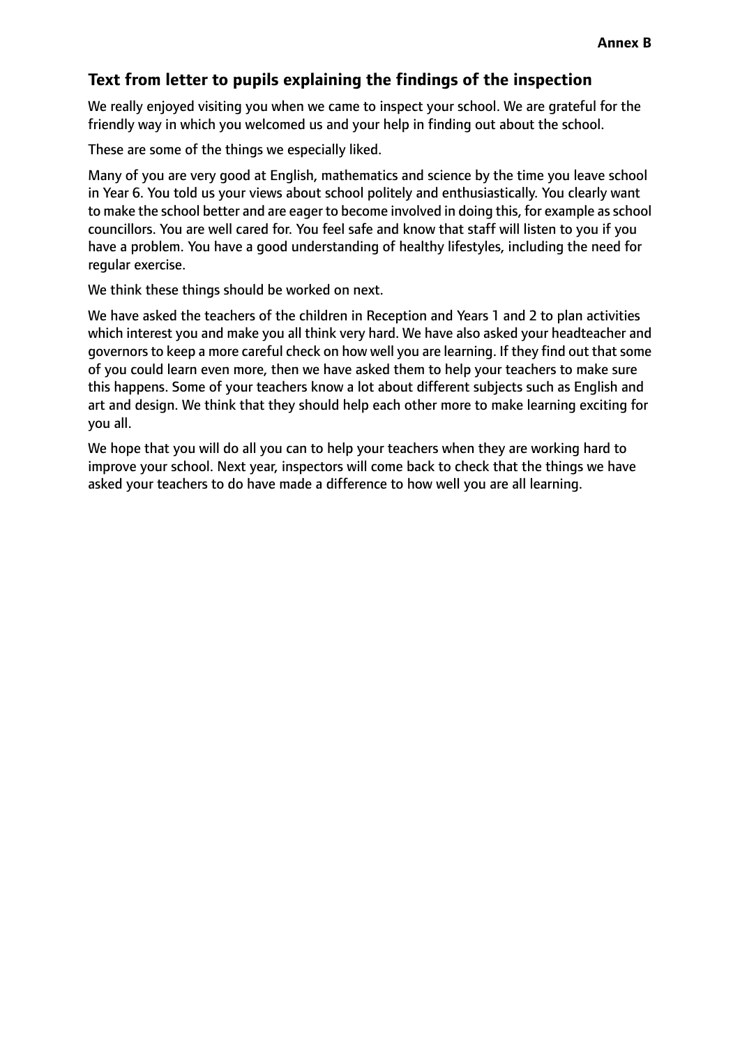**Annex B**

## Text from letter to pupils explaining the findings of the inspection

We really enjoyed visiting you when we came to inspect your school. We are grateful for the friendly way in which you welcomed us and your help in finding out about the school.

These are some of the things we especially liked.

Many of you are very good at English, mathematics and science by the time you leave school in Year 6. You told us your views about school politely and enthusiastically. You clearly want to make the school better and are eager to become involved in doing this, for example as school councillors. You are well cared for. You feel safe and know that staff will listen to you if you have a problem. You have a good understanding of healthy lifestyles, including the need for regular exercise.

We think these things should be worked on next.

We have asked the teachers of the children in Reception and Years 1 and 2 to plan activities which interest you and make you all think very hard. We have also asked your headteacher and governors to keep a more careful check on how well you are learning. If they find out that some of you could learn even more, then we have asked them to help your teachers to make sure this happens. Some of your teachers know a lot about different subjects such as English and art and design. We think that they should help each other more to make learning exciting for you all.

We hope that you will do all you can to help your teachers when they are working hard to improve your school. Next year, inspectors will come back to check that the things we have asked your teachers to do have made a difference to how well you are all learning.